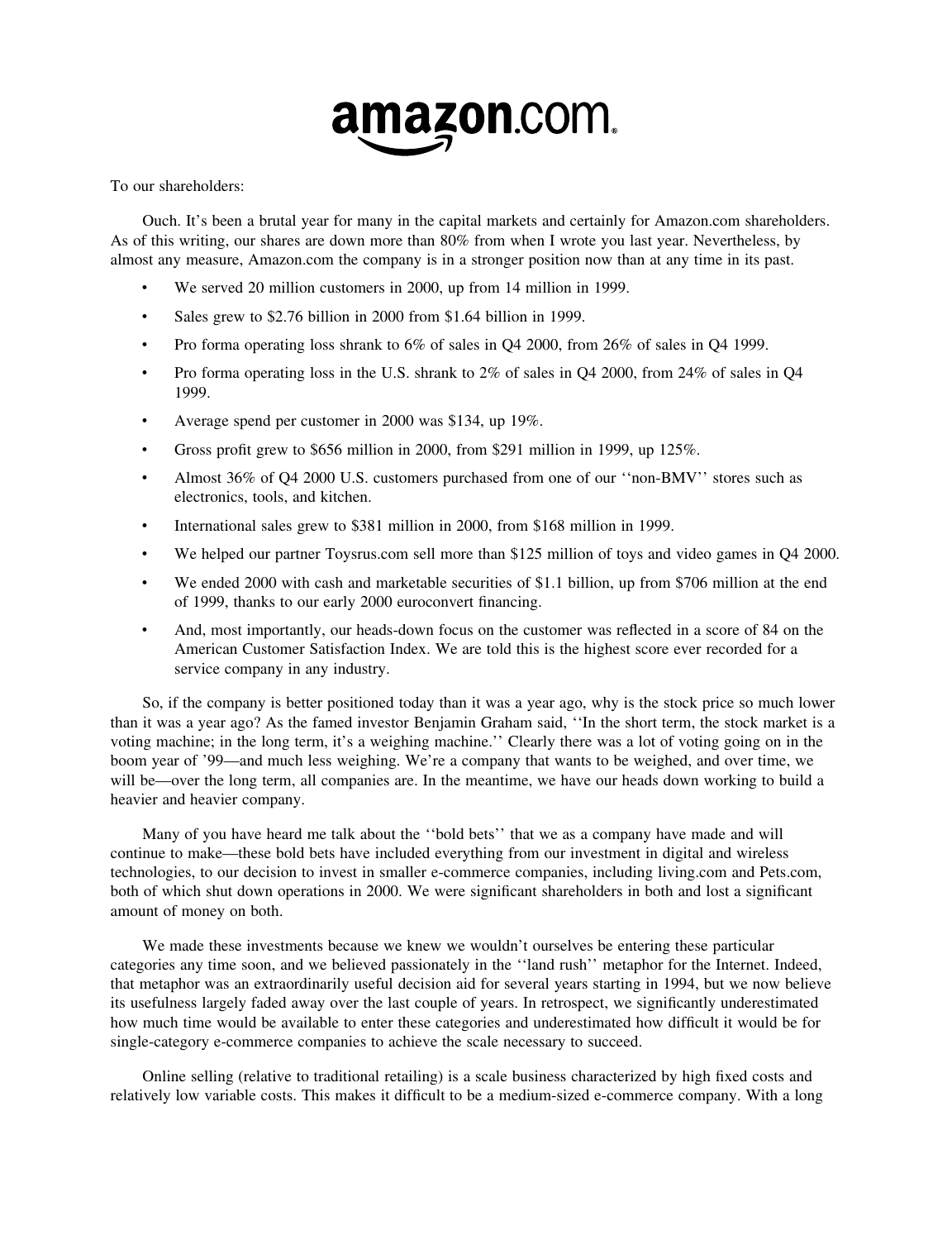amazon.com

To our shareholders:

Ouch. It's been a brutal year for many in the capital markets and certainly for Amazon.com shareholders. As of this writing, our shares are down more than 80% from when I wrote you last year. Nevertheless, by almost any measure, Amazon.com the company is in a stronger position now than at any time in its past.

- We served 20 million customers in 2000, up from 14 million in 1999.
- Sales grew to $2.76 billion in 2000 from $1.64 billion in 1999.
- Pro forma operating loss shrank to 6% of sales in Q4 2000, from 26% of sales in Q4 1999.
- Pro forma operating loss in the U.S. shrank to 2% of sales in Q4 2000, from 24% of sales in Q4 1999.
- Average spend per customer in 2000 was $134, up 19%.
- Gross profit grew to $656 million in 2000, from $291 million in 1999, up 125%.
- Almost 36% of Q4 2000 U.S. customers purchased from one of our ''non-BMV'' stores such as electronics, tools, and kitchen.
- International sales grew to $381 million in 2000, from $168 million in 1999.
- We helped our partner Toysrus.com sell more than $125 million of toys and video games in Q4 2000.
- We ended 2000 with cash and marketable securities of $1.1 billion, up from $706 million at the end of 1999, thanks to our early 2000 euroconvert financing.
- And, most importantly, our heads-down focus on the customer was reflected in a score of 84 on the American Customer Satisfaction Index. We are told this is the highest score ever recorded for a service company in any industry.

So, if the company is better positioned today than it was a year ago, why is the stock price so much lower than it was a year ago? As the famed investor Benjamin Graham said, ''In the short term, the stock market is a voting machine; in the long term, it's a weighing machine.'' Clearly there was a lot of voting going on in the boom year of '99—and much less weighing. We're a company that wants to be weighed, and over time, we will be—over the long term, all companies are. In the meantime, we have our heads down working to build a heavier and heavier company.

Many of you have heard me talk about the ''bold bets'' that we as a company have made and will continue to make—these bold bets have included everything from our investment in digital and wireless technologies, to our decision to invest in smaller e-commerce companies, including living.com and Pets.com, both of which shut down operations in 2000. We were significant shareholders in both and lost a significant amount of money on both.

We made these investments because we knew we wouldn't ourselves be entering these particular categories any time soon, and we believed passionately in the ''land rush'' metaphor for the Internet. Indeed, that metaphor was an extraordinarily useful decision aid for several years starting in 1994, but we now believe its usefulness largely faded away over the last couple of years. In retrospect, we significantly underestimated how much time would be available to enter these categories and underestimated how difficult it would be for single-category e-commerce companies to achieve the scale necessary to succeed.

Online selling (relative to traditional retailing) is a scale business characterized by high fixed costs and relatively low variable costs. This makes it difficult to be a medium-sized e-commerce company. With a long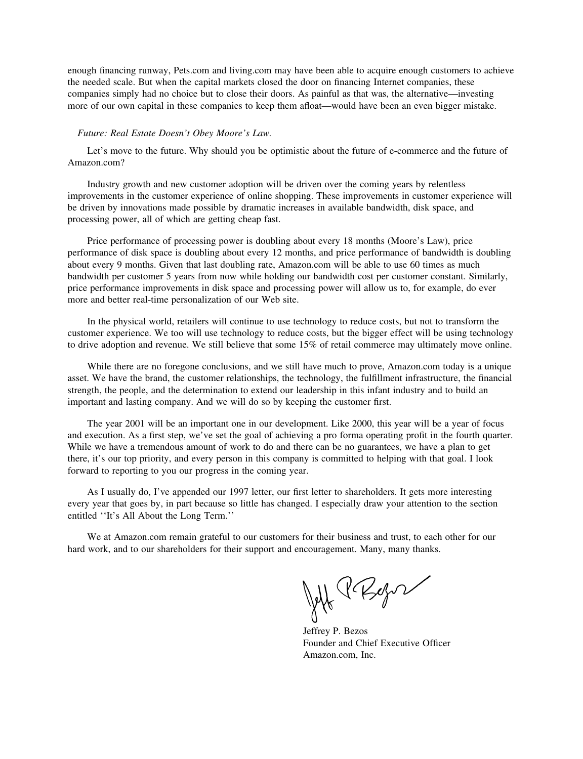enough financing runway, Pets.com and living.com may have been able to acquire enough customers to achieve the needed scale. But when the capital markets closed the door on financing Internet companies, these companies simply had no choice but to close their doors. As painful as that was, the alternative—investing more of our own capital in these companies to keep them afloat—would have been an even bigger mistake.

*Future: Real Estate Doesn't Obey Moore's Law.*

Let's move to the future. Why should you be optimistic about the future of e-commerce and the future of Amazon.com?

Industry growth and new customer adoption will be driven over the coming years by relentless improvements in the customer experience of online shopping. These improvements in customer experience will be driven by innovations made possible by dramatic increases in available bandwidth, disk space, and processing power, all of which are getting cheap fast.

Price performance of processing power is doubling about every 18 months (Moore's Law), price performance of disk space is doubling about every 12 months, and price performance of bandwidth is doubling about every 9 months. Given that last doubling rate, Amazon.com will be able to use 60 times as much bandwidth per customer 5 years from now while holding our bandwidth cost per customer constant. Similarly, price performance improvements in disk space and processing power will allow us to, for example, do ever more and better real-time personalization of our Web site.

In the physical world, retailers will continue to use technology to reduce costs, but not to transform the customer experience. We too will use technology to reduce costs, but the bigger effect will be using technology to drive adoption and revenue. We still believe that some 15% of retail commerce may ultimately move online.

While there are no foregone conclusions, and we still have much to prove, Amazon.com today is a unique asset. We have the brand, the customer relationships, the technology, the fulfillment infrastructure, the financial strength, the people, and the determination to extend our leadership in this infant industry and to build an important and lasting company. And we will do so by keeping the customer first.

The year 2001 will be an important one in our development. Like 2000, this year will be a year of focus and execution. As a first step, we've set the goal of achieving a pro forma operating profit in the fourth quarter. While we have a tremendous amount of work to do and there can be no guarantees, we have a plan to get there, it's our top priority, and every person in this company is committed to helping with that goal. I look forward to reporting to you our progress in the coming year.

As I usually do, I've appended our 1997 letter, our first letter to shareholders. It gets more interesting every year that goes by, in part because so little has changed. I especially draw your attention to the section entitled ''It's All About the Long Term.''

We at Amazon.com remain grateful to our customers for their business and trust, to each other for our hard work, and to our shareholders for their support and encouragement. Many, many thanks.

Jeffrey P. Bezos
Founder and Chief Executive Officer
Amazon.com, Inc.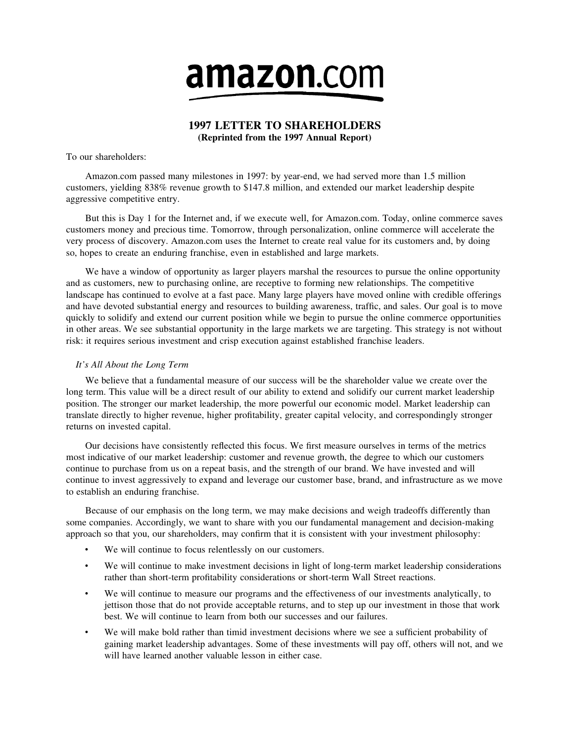amazon.com

# 1997 LETTER TO SHAREHOLDERS

**(Reprinted from the 1997 Annual Report)**

To our shareholders:

Amazon.com passed many milestones in 1997: by year-end, we had served more than 1.5 million customers, yielding 838% revenue growth to $147.8 million, and extended our market leadership despite aggressive competitive entry.

But this is Day 1 for the Internet and, if we execute well, for Amazon.com. Today, online commerce saves customers money and precious time. Tomorrow, through personalization, online commerce will accelerate the very process of discovery. Amazon.com uses the Internet to create real value for its customers and, by doing so, hopes to create an enduring franchise, even in established and large markets.

We have a window of opportunity as larger players marshal the resources to pursue the online opportunity and as customers, new to purchasing online, are receptive to forming new relationships. The competitive landscape has continued to evolve at a fast pace. Many large players have moved online with credible offerings and have devoted substantial energy and resources to building awareness, traffic, and sales. Our goal is to move quickly to solidify and extend our current position while we begin to pursue the online commerce opportunities in other areas. We see substantial opportunity in the large markets we are targeting. This strategy is not without risk: it requires serious investment and crisp execution against established franchise leaders.

*It's All About the Long Term*

We believe that a fundamental measure of our success will be the shareholder value we create over the long term. This value will be a direct result of our ability to extend and solidify our current market leadership position. The stronger our market leadership, the more powerful our economic model. Market leadership can translate directly to higher revenue, higher profitability, greater capital velocity, and correspondingly stronger returns on invested capital.

Our decisions have consistently reflected this focus. We first measure ourselves in terms of the metrics most indicative of our market leadership: customer and revenue growth, the degree to which our customers continue to purchase from us on a repeat basis, and the strength of our brand. We have invested and will continue to invest aggressively to expand and leverage our customer base, brand, and infrastructure as we move to establish an enduring franchise.

Because of our emphasis on the long term, we may make decisions and weigh tradeoffs differently than some companies. Accordingly, we want to share with you our fundamental management and decision-making approach so that you, our shareholders, may confirm that it is consistent with your investment philosophy:

- We will continue to focus relentlessly on our customers.
- We will continue to make investment decisions in light of long-term market leadership considerations rather than short-term profitability considerations or short-term Wall Street reactions.
- We will continue to measure our programs and the effectiveness of our investments analytically, to jettison those that do not provide acceptable returns, and to step up our investment in those that work best. We will continue to learn from both our successes and our failures.
- We will make bold rather than timid investment decisions where we see a sufficient probability of gaining market leadership advantages. Some of these investments will pay off, others will not, and we will have learned another valuable lesson in either case.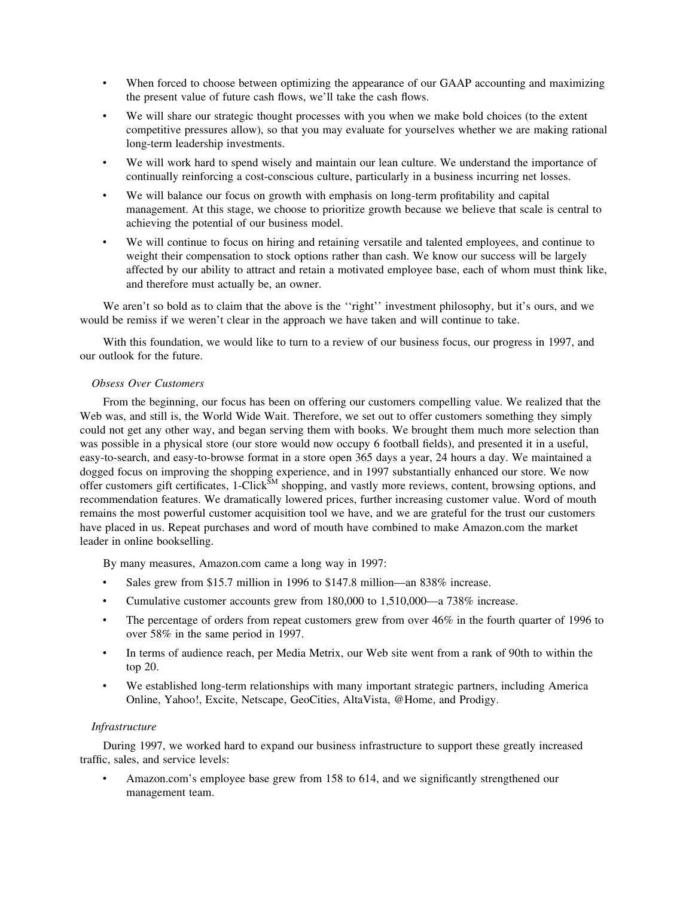- When forced to choose between optimizing the appearance of our GAAP accounting and maximizing the present value of future cash flows, we'll take the cash flows.
- We will share our strategic thought processes with you when we make bold choices (to the extent competitive pressures allow), so that you may evaluate for yourselves whether we are making rational long-term leadership investments.
- We will work hard to spend wisely and maintain our lean culture. We understand the importance of continually reinforcing a cost-conscious culture, particularly in a business incurring net losses.
- We will balance our focus on growth with emphasis on long-term profitability and capital management. At this stage, we choose to prioritize growth because we believe that scale is central to achieving the potential of our business model.
- We will continue to focus on hiring and retaining versatile and talented employees, and continue to weight their compensation to stock options rather than cash. We know our success will be largely affected by our ability to attract and retain a motivated employee base, each of whom must think like, and therefore must actually be, an owner.

We aren't so bold as to claim that the above is the ''right'' investment philosophy, but it's ours, and we would be remiss if we weren't clear in the approach we have taken and will continue to take.

With this foundation, we would like to turn to a review of our business focus, our progress in 1997, and our outlook for the future.

*Obsess Over Customers*

From the beginning, our focus has been on offering our customers compelling value. We realized that the Web was, and still is, the World Wide Wait. Therefore, we set out to offer customers something they simply could not get any other way, and began serving them with books. We brought them much more selection than was possible in a physical store (our store would now occupy 6 football fields), and presented it in a useful, easy-to-search, and easy-to-browse format in a store open 365 days a year, 24 hours a day. We maintained a dogged focus on improving the shopping experience, and in 1997 substantially enhanced our store. We now offer customers gift certificates, 1-Click℠ shopping, and vastly more reviews, content, browsing options, and recommendation features. We dramatically lowered prices, further increasing customer value. Word of mouth remains the most powerful customer acquisition tool we have, and we are grateful for the trust our customers have placed in us. Repeat purchases and word of mouth have combined to make Amazon.com the market leader in online bookselling.

By many measures, Amazon.com came a long way in 1997:

- Sales grew from $15.7 million in 1996 to $147.8 million—an 838% increase.
- Cumulative customer accounts grew from 180,000 to 1,510,000—a 738% increase.
- The percentage of orders from repeat customers grew from over 46% in the fourth quarter of 1996 to over 58% in the same period in 1997.
- In terms of audience reach, per Media Metrix, our Web site went from a rank of 90th to within the top 20.
- We established long-term relationships with many important strategic partners, including America Online, Yahoo!, Excite, Netscape, GeoCities, AltaVista, @Home, and Prodigy.

*Infrastructure*

During 1997, we worked hard to expand our business infrastructure to support these greatly increased traffic, sales, and service levels:

- Amazon.com's employee base grew from 158 to 614, and we significantly strengthened our management team.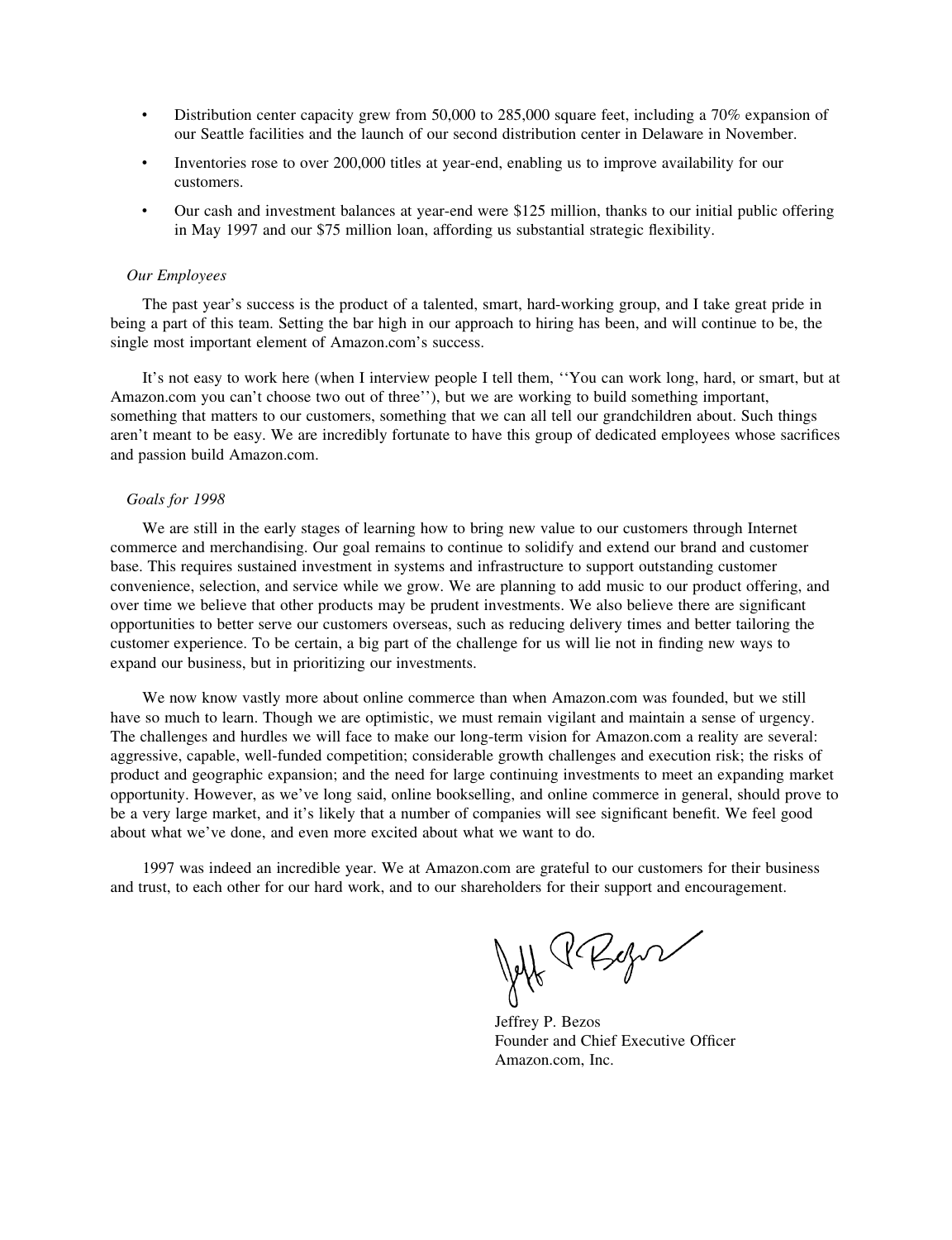- Distribution center capacity grew from 50,000 to 285,000 square feet, including a 70% expansion of our Seattle facilities and the launch of our second distribution center in Delaware in November.
- Inventories rose to over 200,000 titles at year-end, enabling us to improve availability for our customers.
- Our cash and investment balances at year-end were $125 million, thanks to our initial public offering in May 1997 and our $75 million loan, affording us substantial strategic flexibility.

*Our Employees*

The past year's success is the product of a talented, smart, hard-working group, and I take great pride in being a part of this team. Setting the bar high in our approach to hiring has been, and will continue to be, the single most important element of Amazon.com's success.

It's not easy to work here (when I interview people I tell them, ''You can work long, hard, or smart, but at Amazon.com you can't choose two out of three''), but we are working to build something important, something that matters to our customers, something that we can all tell our grandchildren about. Such things aren't meant to be easy. We are incredibly fortunate to have this group of dedicated employees whose sacrifices and passion build Amazon.com.

*Goals for 1998*

We are still in the early stages of learning how to bring new value to our customers through Internet commerce and merchandising. Our goal remains to continue to solidify and extend our brand and customer base. This requires sustained investment in systems and infrastructure to support outstanding customer convenience, selection, and service while we grow. We are planning to add music to our product offering, and over time we believe that other products may be prudent investments. We also believe there are significant opportunities to better serve our customers overseas, such as reducing delivery times and better tailoring the customer experience. To be certain, a big part of the challenge for us will lie not in finding new ways to expand our business, but in prioritizing our investments.

We now know vastly more about online commerce than when Amazon.com was founded, but we still have so much to learn. Though we are optimistic, we must remain vigilant and maintain a sense of urgency. The challenges and hurdles we will face to make our long-term vision for Amazon.com a reality are several: aggressive, capable, well-funded competition; considerable growth challenges and execution risk; the risks of product and geographic expansion; and the need for large continuing investments to meet an expanding market opportunity. However, as we've long said, online bookselling, and online commerce in general, should prove to be a very large market, and it's likely that a number of companies will see significant benefit. We feel good about what we've done, and even more excited about what we want to do.

1997 was indeed an incredible year. We at Amazon.com are grateful to our customers for their business and trust, to each other for our hard work, and to our shareholders for their support and encouragement.

Jeffrey P. Bezos
Founder and Chief Executive Officer
Amazon.com, Inc.